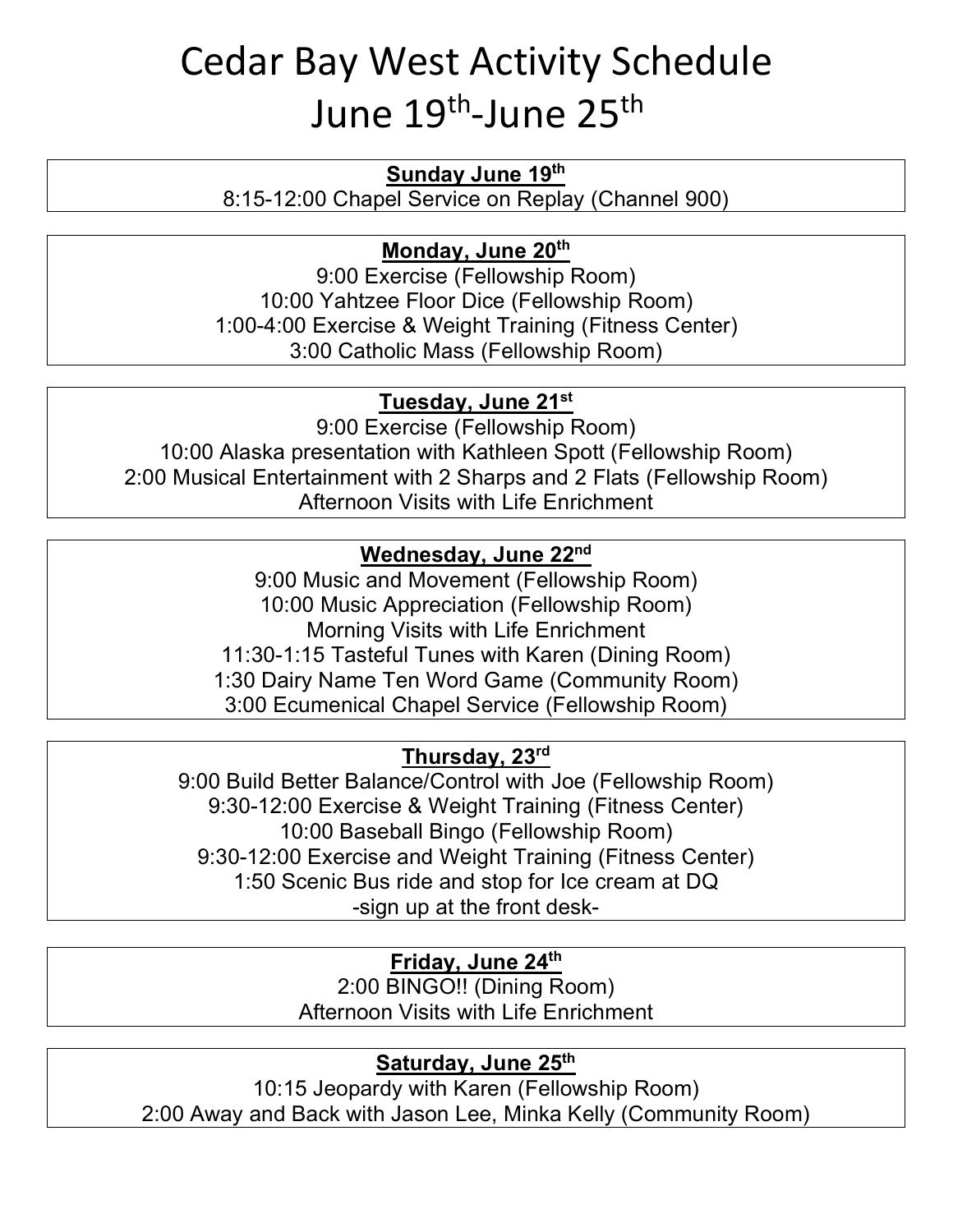# Cedar Bay West Activity Schedule
# June 19th-June 25th

**Sunday June 19th**

8:15-12:00 Chapel Service on Replay (Channel 900)

**Monday, June 20th**

9:00 Exercise (Fellowship Room)
10:00 Yahtzee Floor Dice (Fellowship Room)
1:00-4:00 Exercise & Weight Training (Fitness Center)
3:00 Catholic Mass (Fellowship Room)

**Tuesday, June 21st**

9:00 Exercise (Fellowship Room)
10:00 Alaska presentation with Kathleen Spott (Fellowship Room)
2:00 Musical Entertainment with 2 Sharps and 2 Flats (Fellowship Room)
Afternoon Visits with Life Enrichment

**Wednesday, June 22nd**

9:00 Music and Movement (Fellowship Room)
10:00 Music Appreciation (Fellowship Room)
Morning Visits with Life Enrichment
11:30-1:15 Tasteful Tunes with Karen (Dining Room)
1:30 Dairy Name Ten Word Game (Community Room)
3:00 Ecumenical Chapel Service (Fellowship Room)

**Thursday, 23rd**

9:00 Build Better Balance/Control with Joe (Fellowship Room)
9:30-12:00 Exercise & Weight Training (Fitness Center)
10:00 Baseball Bingo (Fellowship Room)
9:30-12:00 Exercise and Weight Training (Fitness Center)
1:50 Scenic Bus ride and stop for Ice cream at DQ
-sign up at the front desk-

**Friday, June 24th**

2:00 BINGO!! (Dining Room)
Afternoon Visits with Life Enrichment

**Saturday, June 25th**

10:15 Jeopardy with Karen (Fellowship Room)
2:00 Away and Back with Jason Lee, Minka Kelly (Community Room)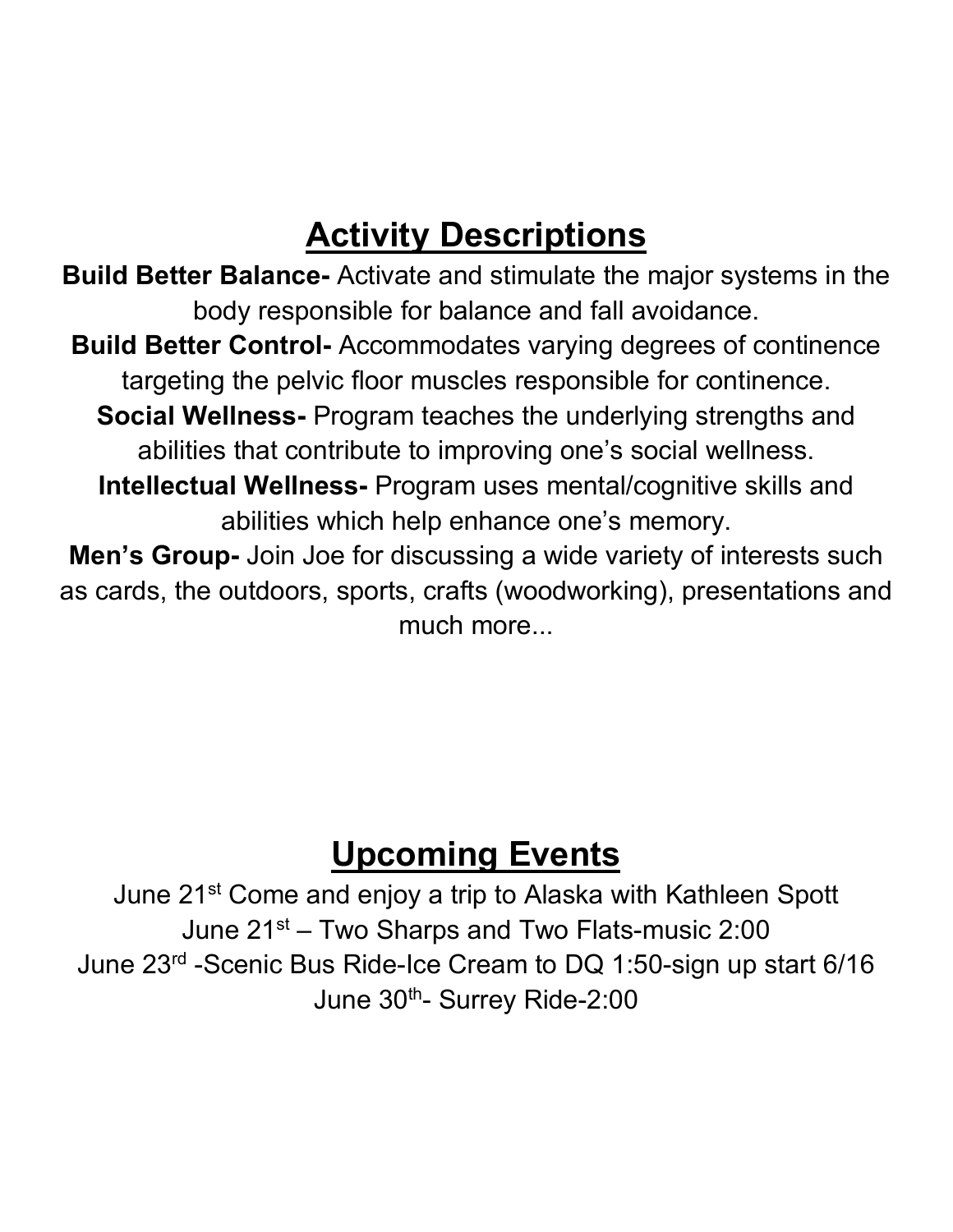## Activity Descriptions

**Build Better Balance-** Activate and stimulate the major systems in the body responsible for balance and fall avoidance.

**Build Better Control-** Accommodates varying degrees of continence targeting the pelvic floor muscles responsible for continence.

**Social Wellness-** Program teaches the underlying strengths and abilities that contribute to improving one's social wellness.

**Intellectual Wellness-** Program uses mental/cognitive skills and abilities which help enhance one's memory.

**Men's Group-** Join Joe for discussing a wide variety of interests such as cards, the outdoors, sports, crafts (woodworking), presentations and much more...

## Upcoming Events

June 21st Come and enjoy a trip to Alaska with Kathleen Spott

June 21st – Two Sharps and Two Flats-music 2:00

June 23rd -Scenic Bus Ride-Ice Cream to DQ 1:50-sign up start 6/16

June 30th- Surrey Ride-2:00